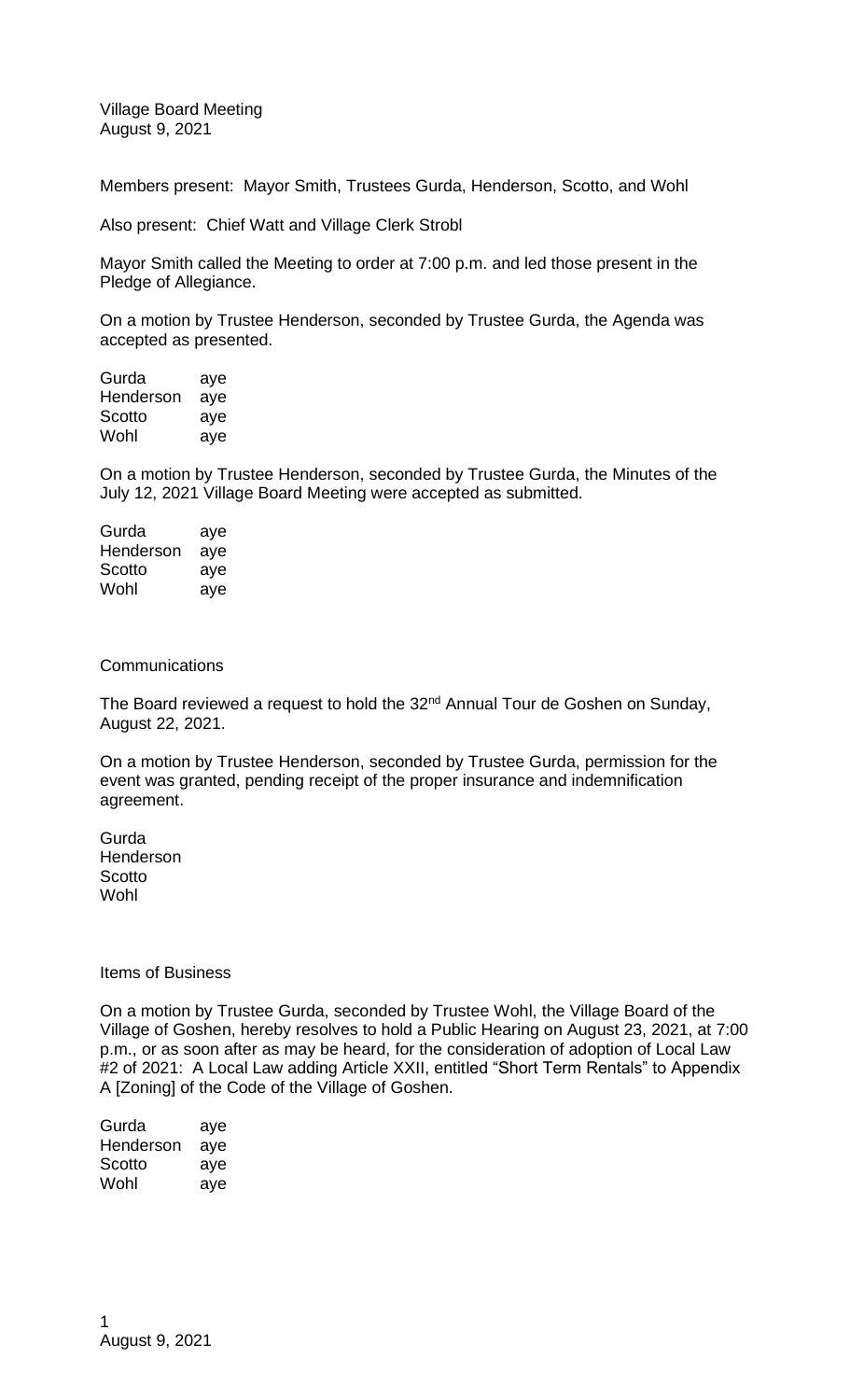Village Board Meeting
August 9, 2021

Members present: Mayor Smith, Trustees Gurda, Henderson, Scotto, and Wohl

Also present: Chief Watt and Village Clerk Strobl

Mayor Smith called the Meeting to order at 7:00 p.m. and led those present in the Pledge of Allegiance.

On a motion by Trustee Henderson, seconded by Trustee Gurda, the Agenda was accepted as presented.

Gurda aye
Henderson aye
Scotto aye
Wohl aye

On a motion by Trustee Henderson, seconded by Trustee Gurda, the Minutes of the July 12, 2021 Village Board Meeting were accepted as submitted.

Gurda aye
Henderson aye
Scotto aye
Wohl aye

Communications

The Board reviewed a request to hold the 32nd Annual Tour de Goshen on Sunday, August 22, 2021.

On a motion by Trustee Henderson, seconded by Trustee Gurda, permission for the event was granted, pending receipt of the proper insurance and indemnification agreement.

Gurda
Henderson
Scotto
Wohl

Items of Business

On a motion by Trustee Gurda, seconded by Trustee Wohl, the Village Board of the Village of Goshen, hereby resolves to hold a Public Hearing on August 23, 2021, at 7:00 p.m., or as soon after as may be heard, for the consideration of adoption of Local Law #2 of 2021: A Local Law adding Article XXII, entitled "Short Term Rentals" to Appendix A [Zoning] of the Code of the Village of Goshen.

Gurda aye
Henderson aye
Scotto aye
Wohl aye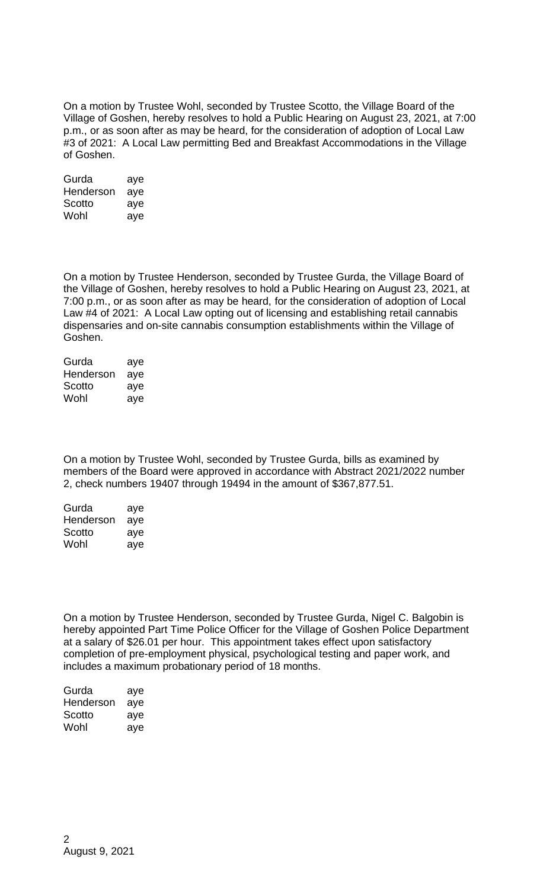On a motion by Trustee Wohl, seconded by Trustee Scotto, the Village Board of the Village of Goshen, hereby resolves to hold a Public Hearing on August 23, 2021, at 7:00 p.m., or as soon after as may be heard, for the consideration of adoption of Local Law #3 of 2021: A Local Law permitting Bed and Breakfast Accommodations in the Village of Goshen.

| | |
|---|---|
| Gurda | aye |
| Henderson | aye |
| Scotto | aye |
| Wohl | aye |

On a motion by Trustee Henderson, seconded by Trustee Gurda, the Village Board of the Village of Goshen, hereby resolves to hold a Public Hearing on August 23, 2021, at 7:00 p.m., or as soon after as may be heard, for the consideration of adoption of Local Law #4 of 2021: A Local Law opting out of licensing and establishing retail cannabis dispensaries and on-site cannabis consumption establishments within the Village of Goshen.

| | |
|---|---|
| Gurda | aye |
| Henderson | aye |
| Scotto | aye |
| Wohl | aye |

On a motion by Trustee Wohl, seconded by Trustee Gurda, bills as examined by members of the Board were approved in accordance with Abstract 2021/2022 number 2, check numbers 19407 through 19494 in the amount of $367,877.51.

| | |
|---|---|
| Gurda | aye |
| Henderson | aye |
| Scotto | aye |
| Wohl | aye |

On a motion by Trustee Henderson, seconded by Trustee Gurda, Nigel C. Balgobin is hereby appointed Part Time Police Officer for the Village of Goshen Police Department at a salary of $26.01 per hour. This appointment takes effect upon satisfactory completion of pre-employment physical, psychological testing and paper work, and includes a maximum probationary period of 18 months.

| | |
|---|---|
| Gurda | aye |
| Henderson | aye |
| Scotto | aye |
| Wohl | aye |

August 9, 2021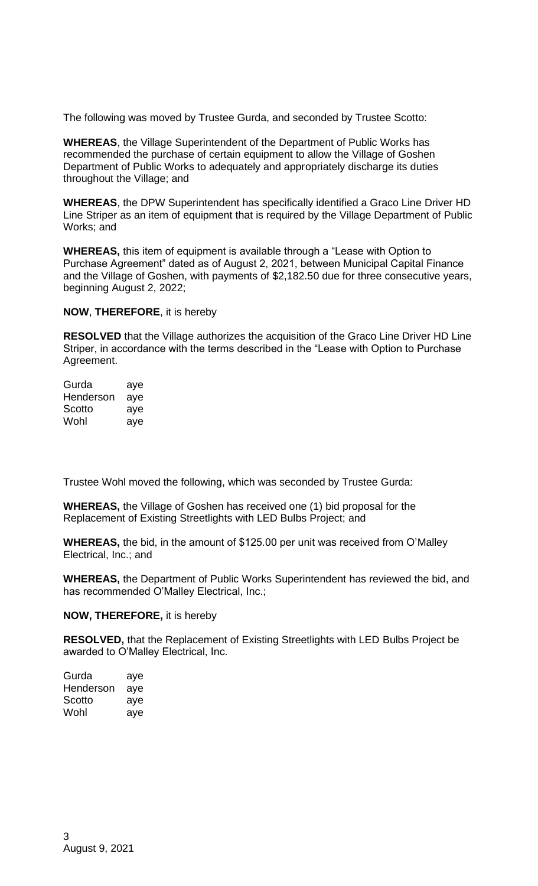The following was moved by Trustee Gurda, and seconded by Trustee Scotto:

**WHEREAS**, the Village Superintendent of the Department of Public Works has recommended the purchase of certain equipment to allow the Village of Goshen Department of Public Works to adequately and appropriately discharge its duties throughout the Village; and

**WHEREAS**, the DPW Superintendent has specifically identified a Graco Line Driver HD Line Striper as an item of equipment that is required by the Village Department of Public Works; and

**WHEREAS,** this item of equipment is available through a "Lease with Option to Purchase Agreement" dated as of August 2, 2021, between Municipal Capital Finance and the Village of Goshen, with payments of $2,182.50 due for three consecutive years, beginning August 2, 2022;

**NOW**, **THEREFORE**, it is hereby

**RESOLVED** that the Village authorizes the acquisition of the Graco Line Driver HD Line Striper, in accordance with the terms described in the "Lease with Option to Purchase Agreement.

Gurda aye
Henderson aye
Scotto aye
Wohl aye

Trustee Wohl moved the following, which was seconded by Trustee Gurda:

**WHEREAS,** the Village of Goshen has received one (1) bid proposal for the Replacement of Existing Streetlights with LED Bulbs Project; and

**WHEREAS,** the bid, in the amount of $125.00 per unit was received from O'Malley Electrical, Inc.; and

**WHEREAS,** the Department of Public Works Superintendent has reviewed the bid, and has recommended O'Malley Electrical, Inc.;

**NOW, THEREFORE,** it is hereby

**RESOLVED,** that the Replacement of Existing Streetlights with LED Bulbs Project be awarded to O'Malley Electrical, Inc.

Gurda aye
Henderson aye
Scotto aye
Wohl aye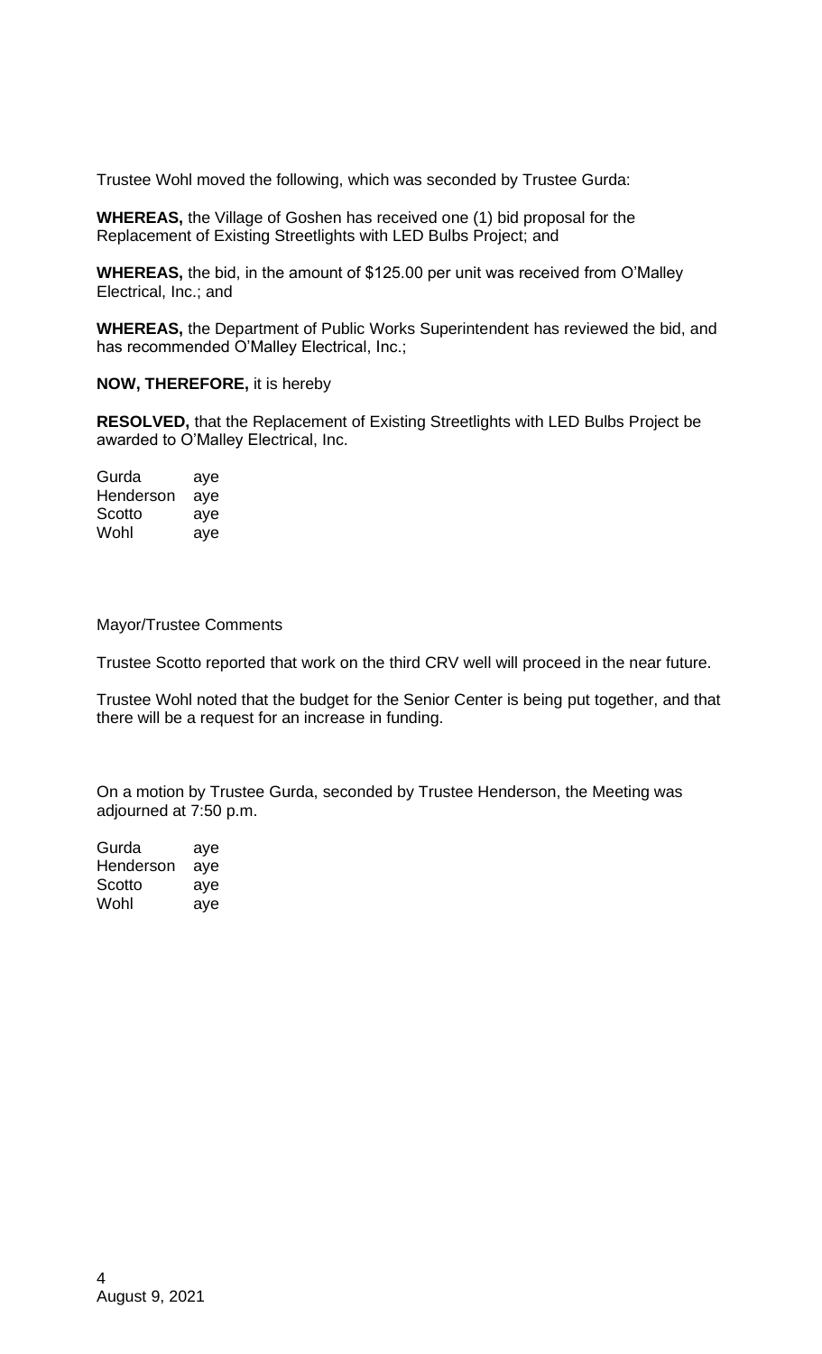Trustee Wohl moved the following, which was seconded by Trustee Gurda:

**WHEREAS,** the Village of Goshen has received one (1) bid proposal for the Replacement of Existing Streetlights with LED Bulbs Project; and

**WHEREAS,** the bid, in the amount of $125.00 per unit was received from O'Malley Electrical, Inc.; and

**WHEREAS,** the Department of Public Works Superintendent has reviewed the bid, and has recommended O'Malley Electrical, Inc.;

**NOW, THEREFORE,** it is hereby

**RESOLVED,** that the Replacement of Existing Streetlights with LED Bulbs Project be awarded to O'Malley Electrical, Inc.

| | |
|---|---|
| Gurda | aye |
| Henderson | aye |
| Scotto | aye |
| Wohl | aye |

Mayor/Trustee Comments

Trustee Scotto reported that work on the third CRV well will proceed in the near future.

Trustee Wohl noted that the budget for the Senior Center is being put together, and that there will be a request for an increase in funding.

On a motion by Trustee Gurda, seconded by Trustee Henderson, the Meeting was adjourned at 7:50 p.m.

| | |
|---|---|
| Gurda | aye |
| Henderson | aye |
| Scotto | aye |
| Wohl | aye |